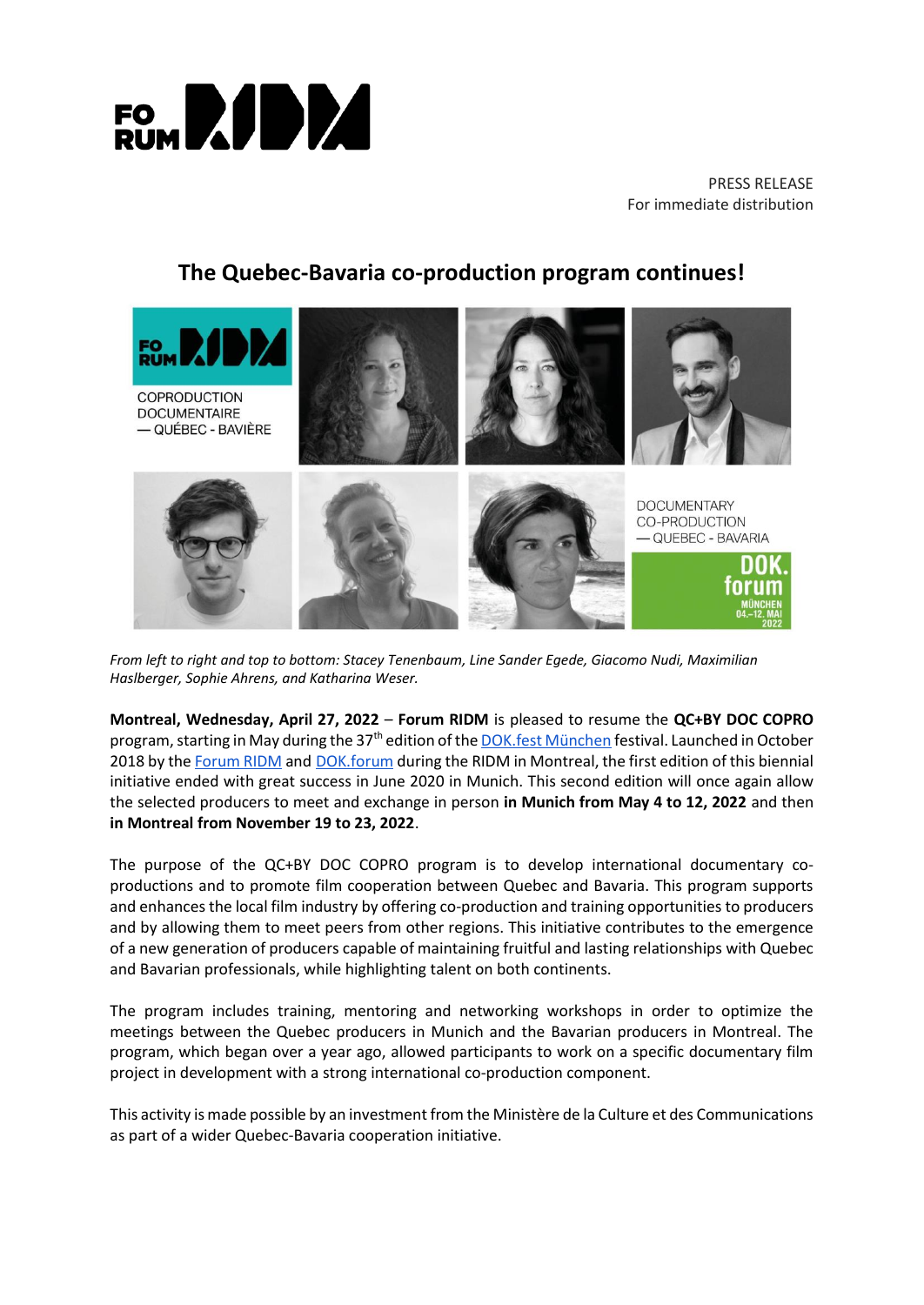PRESS RELEASE
For immediate distribution

# The Quebec-Bavaria co-production program continues!

*From left to right and top to bottom: Stacey Tenenbaum, Line Sander Egede, Giacomo Nudi, Maximilian Haslberger, Sophie Ahrens, and Katharina Weser.*

**Montreal, Wednesday, April 27, 2022** – **Forum RIDM** is pleased to resume the **QC+BY DOC COPRO** program, starting in May during the 37th edition of the DOK.fest München festival. Launched in October 2018 by the Forum RIDM and DOK.forum during the RIDM in Montreal, the first edition of this biennial initiative ended with great success in June 2020 in Munich. This second edition will once again allow the selected producers to meet and exchange in person **in Munich from May 4 to 12, 2022** and then **in Montreal from November 19 to 23, 2022**.

The purpose of the QC+BY DOC COPRO program is to develop international documentary co-productions and to promote film cooperation between Quebec and Bavaria. This program supports and enhances the local film industry by offering co-production and training opportunities to producers and by allowing them to meet peers from other regions. This initiative contributes to the emergence of a new generation of producers capable of maintaining fruitful and lasting relationships with Quebec and Bavarian professionals, while highlighting talent on both continents.

The program includes training, mentoring and networking workshops in order to optimize the meetings between the Quebec producers in Munich and the Bavarian producers in Montreal. The program, which began over a year ago, allowed participants to work on a specific documentary film project in development with a strong international co-production component.

This activity is made possible by an investment from the Ministère de la Culture et des Communications as part of a wider Quebec-Bavaria cooperation initiative.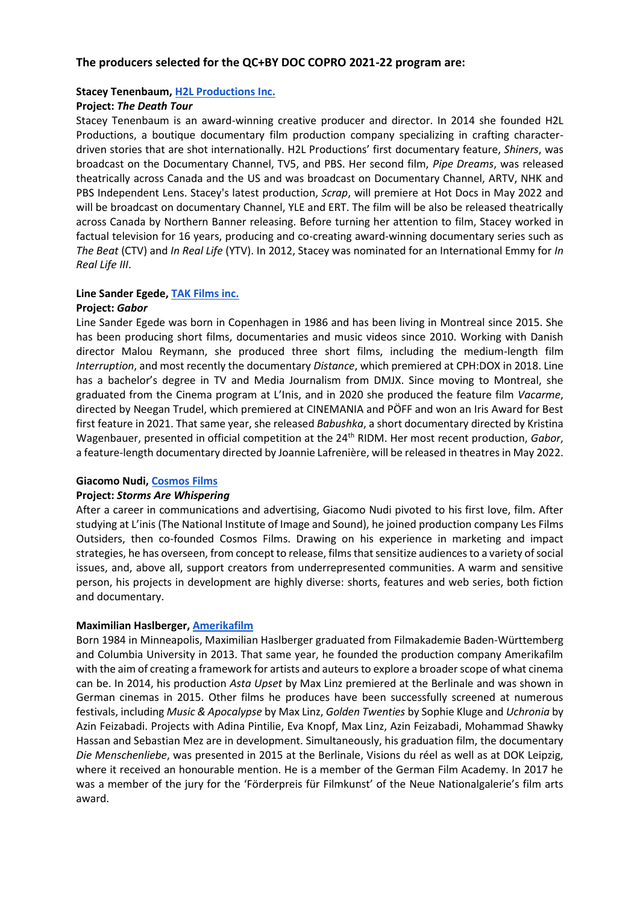### The producers selected for the QC+BY DOC COPRO 2021-22 program are:

**Stacey Tenenbaum, [H2L Productions Inc.]**
**Project: *The Death Tour***
Stacey Tenenbaum is an award-winning creative producer and director. In 2014 she founded H2L Productions, a boutique documentary film production company specializing in crafting character-driven stories that are shot internationally. H2L Productions' first documentary feature, *Shiners*, was broadcast on the Documentary Channel, TV5, and PBS. Her second film, *Pipe Dreams*, was released theatrically across Canada and the US and was broadcast on Documentary Channel, ARTV, NHK and PBS Independent Lens. Stacey's latest production, *Scrap*, will premiere at Hot Docs in May 2022 and will be broadcast on documentary Channel, YLE and ERT. The film will be also be released theatrically across Canada by Northern Banner releasing. Before turning her attention to film, Stacey worked in factual television for 16 years, producing and co-creating award-winning documentary series such as *The Beat* (CTV) and *In Real Life* (YTV). In 2012, Stacey was nominated for an International Emmy for *In Real Life III*.

**Line Sander Egede, [TAK Films inc.]**
**Project: *Gabor***
Line Sander Egede was born in Copenhagen in 1986 and has been living in Montreal since 2015. She has been producing short films, documentaries and music videos since 2010. Working with Danish director Malou Reymann, she produced three short films, including the medium-length film *Interruption*, and most recently the documentary *Distance*, which premiered at CPH:DOX in 2018. Line has a bachelor's degree in TV and Media Journalism from DMJX. Since moving to Montreal, she graduated from the Cinema program at L'Inis, and in 2020 she produced the feature film *Vacarme*, directed by Neegan Trudel, which premiered at CINEMANIA and PÖFF and won an Iris Award for Best first feature in 2021. That same year, she released *Babushka*, a short documentary directed by Kristina Wagenbauer, presented in official competition at the 24th RIDM. Her most recent production, *Gabor*, a feature-length documentary directed by Joannie Lafrenière, will be released in theatres in May 2022.

**Giacomo Nudi, [Cosmos Films]**
**Project: *Storms Are Whispering***
After a career in communications and advertising, Giacomo Nudi pivoted to his first love, film. After studying at L'inis (The National Institute of Image and Sound), he joined production company Les Films Outsiders, then co-founded Cosmos Films. Drawing on his experience in marketing and impact strategies, he has overseen, from concept to release, films that sensitize audiences to a variety of social issues, and, above all, support creators from underrepresented communities. A warm and sensitive person, his projects in development are highly diverse: shorts, features and web series, both fiction and documentary.

**Maximilian Haslberger, [Amerikafilm]**
Born 1984 in Minneapolis, Maximilian Haslberger graduated from Filmakademie Baden-Württemberg and Columbia University in 2013. That same year, he founded the production company Amerikafilm with the aim of creating a framework for artists and auteurs to explore a broader scope of what cinema can be. In 2014, his production *Asta Upset* by Max Linz premiered at the Berlinale and was shown in German cinemas in 2015. Other films he produces have been successfully screened at numerous festivals, including *Music & Apocalypse* by Max Linz, *Golden Twenties* by Sophie Kluge and *Uchronia* by Azin Feizabadi. Projects with Adina Pintilie, Eva Knopf, Max Linz, Azin Feizabadi, Mohammad Shawky Hassan and Sebastian Mez are in development. Simultaneously, his graduation film, the documentary *Die Menschenliebe*, was presented in 2015 at the Berlinale, Visions du réel as well as at DOK Leipzig, where it received an honourable mention. He is a member of the German Film Academy. In 2017 he was a member of the jury for the 'Förderpreis für Filmkunst' of the Neue Nationalgalerie's film arts award.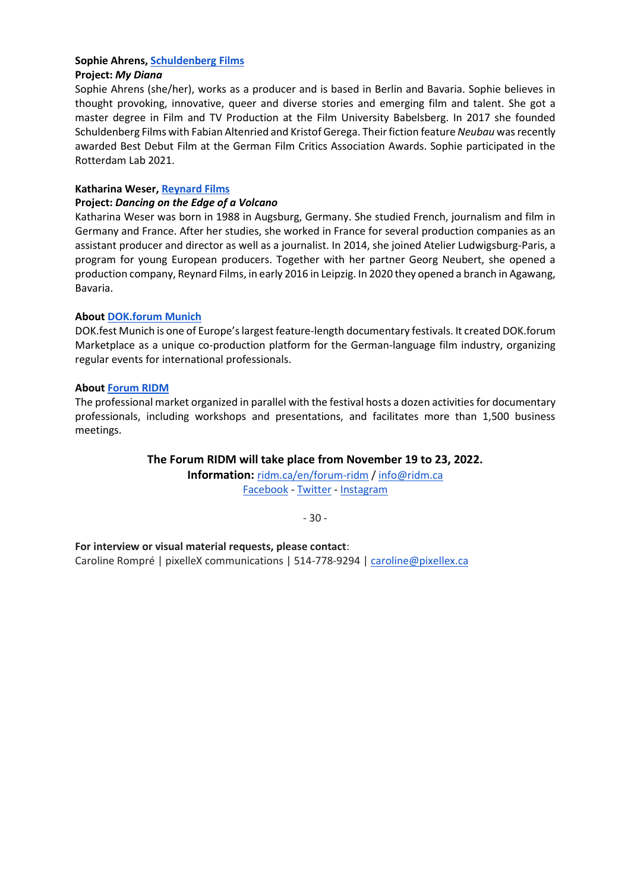**Sophie Ahrens, Schuldenberg Films**
**Project:** ***My Diana***
Sophie Ahrens (she/her), works as a producer and is based in Berlin and Bavaria. Sophie believes in thought provoking, innovative, queer and diverse stories and emerging film and talent. She got a master degree in Film and TV Production at the Film University Babelsberg. In 2017 she founded Schuldenberg Films with Fabian Altenried and Kristof Gerega. Their fiction feature *Neubau* was recently awarded Best Debut Film at the German Film Critics Association Awards. Sophie participated in the Rotterdam Lab 2021.

**Katharina Weser, Reynard Films**
**Project:** ***Dancing on the Edge of a Volcano***
Katharina Weser was born in 1988 in Augsburg, Germany. She studied French, journalism and film in Germany and France. After her studies, she worked in France for several production companies as an assistant producer and director as well as a journalist. In 2014, she joined Atelier Ludwigsburg-Paris, a program for young European producers. Together with her partner Georg Neubert, she opened a production company, Reynard Films, in early 2016 in Leipzig. In 2020 they opened a branch in Agawang, Bavaria.

**About DOK.forum Munich**
DOK.fest Munich is one of Europe's largest feature-length documentary festivals. It created DOK.forum Marketplace as a unique co-production platform for the German-language film industry, organizing regular events for international professionals.

**About Forum RIDM**
The professional market organized in parallel with the festival hosts a dozen activities for documentary professionals, including workshops and presentations, and facilitates more than 1,500 business meetings.

**The Forum RIDM will take place from November 19 to 23, 2022.**
**Information:** ridm.ca/en/forum-ridm / info@ridm.ca
Facebook - Twitter - Instagram

- 30 -

**For interview or visual material requests, please contact**:
Caroline Rompré | pixelleX communications | 514-778-9294 | caroline@pixellex.ca